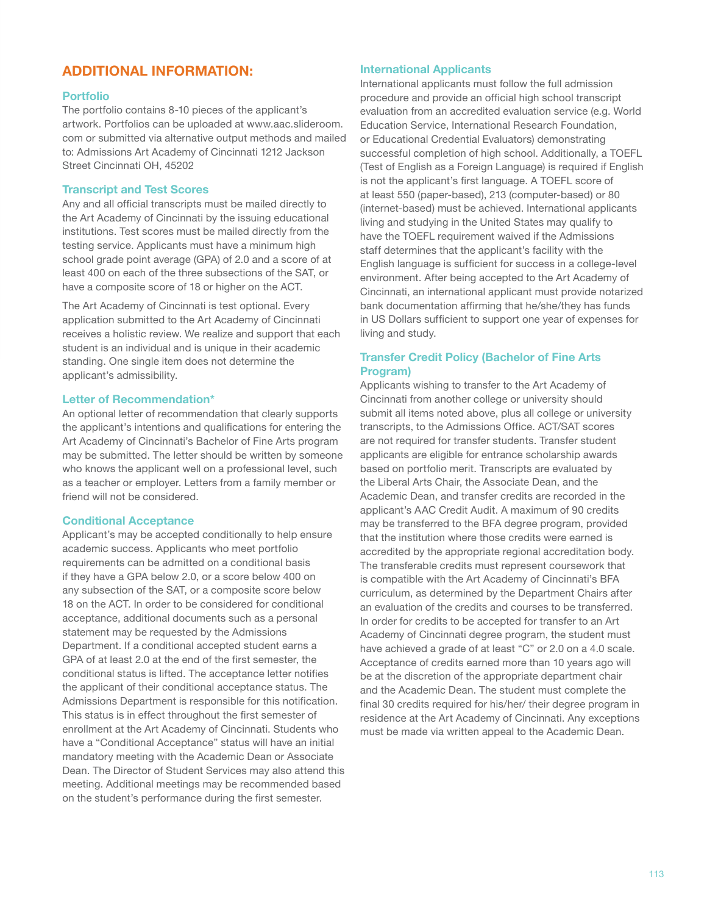## ADDITIONAL INFORMATION:

### Portfolio

The portfolio contains 8-10 pieces of the applicant's artwork. Portfolios can be uploaded at www.aac.slideroom.com or submitted via alternative output methods and mailed to: Admissions Art Academy of Cincinnati 1212 Jackson Street Cincinnati OH, 45202

### Transcript and Test Scores

Any and all official transcripts must be mailed directly to the Art Academy of Cincinnati by the issuing educational institutions. Test scores must be mailed directly from the testing service. Applicants must have a minimum high school grade point average (GPA) of 2.0 and a score of at least 400 on each of the three subsections of the SAT, or have a composite score of 18 or higher on the ACT.

The Art Academy of Cincinnati is test optional. Every application submitted to the Art Academy of Cincinnati receives a holistic review. We realize and support that each student is an individual and is unique in their academic standing. One single item does not determine the applicant's admissibility.

### Letter of Recommendation*

An optional letter of recommendation that clearly supports the applicant's intentions and qualifications for entering the Art Academy of Cincinnati's Bachelor of Fine Arts program may be submitted. The letter should be written by someone who knows the applicant well on a professional level, such as a teacher or employer. Letters from a family member or friend will not be considered.

### Conditional Acceptance

Applicant's may be accepted conditionally to help ensure academic success. Applicants who meet portfolio requirements can be admitted on a conditional basis if they have a GPA below 2.0, or a score below 400 on any subsection of the SAT, or a composite score below 18 on the ACT. In order to be considered for conditional acceptance, additional documents such as a personal statement may be requested by the Admissions Department. If a conditional accepted student earns a GPA of at least 2.0 at the end of the first semester, the conditional status is lifted. The acceptance letter notifies the applicant of their conditional acceptance status. The Admissions Department is responsible for this notification. This status is in effect throughout the first semester of enrollment at the Art Academy of Cincinnati. Students who have a "Conditional Acceptance" status will have an initial mandatory meeting with the Academic Dean or Associate Dean. The Director of Student Services may also attend this meeting. Additional meetings may be recommended based on the student's performance during the first semester.

### International Applicants

International applicants must follow the full admission procedure and provide an official high school transcript evaluation from an accredited evaluation service (e.g. World Education Service, International Research Foundation, or Educational Credential Evaluators) demonstrating successful completion of high school. Additionally, a TOEFL (Test of English as a Foreign Language) is required if English is not the applicant's first language. A TOEFL score of at least 550 (paper-based), 213 (computer-based) or 80 (internet-based) must be achieved. International applicants living and studying in the United States may qualify to have the TOEFL requirement waived if the Admissions staff determines that the applicant's facility with the English language is sufficient for success in a college-level environment. After being accepted to the Art Academy of Cincinnati, an international applicant must provide notarized bank documentation affirming that he/she/they has funds in US Dollars sufficient to support one year of expenses for living and study.

### Transfer Credit Policy (Bachelor of Fine Arts Program)

Applicants wishing to transfer to the Art Academy of Cincinnati from another college or university should submit all items noted above, plus all college or university transcripts, to the Admissions Office. ACT/SAT scores are not required for transfer students. Transfer student applicants are eligible for entrance scholarship awards based on portfolio merit. Transcripts are evaluated by the Liberal Arts Chair, the Associate Dean, and the Academic Dean, and transfer credits are recorded in the applicant's AAC Credit Audit. A maximum of 90 credits may be transferred to the BFA degree program, provided that the institution where those credits were earned is accredited by the appropriate regional accreditation body. The transferable credits must represent coursework that is compatible with the Art Academy of Cincinnati's BFA curriculum, as determined by the Department Chairs after an evaluation of the credits and courses to be transferred. In order for credits to be accepted for transfer to an Art Academy of Cincinnati degree program, the student must have achieved a grade of at least "C" or 2.0 on a 4.0 scale. Acceptance of credits earned more than 10 years ago will be at the discretion of the appropriate department chair and the Academic Dean. The student must complete the final 30 credits required for his/her/ their degree program in residence at the Art Academy of Cincinnati. Any exceptions must be made via written appeal to the Academic Dean.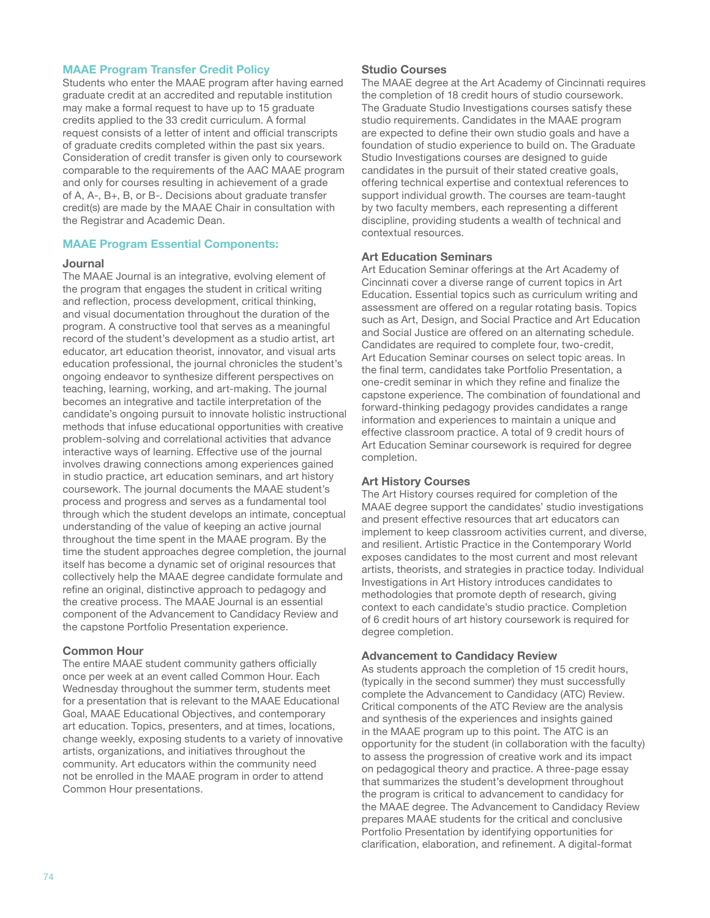## MAAE Program Transfer Credit Policy

Students who enter the MAAE program after having earned graduate credit at an accredited and reputable institution may make a formal request to have up to 15 graduate credits applied to the 33 credit curriculum. A formal request consists of a letter of intent and official transcripts of graduate credits completed within the past six years. Consideration of credit transfer is given only to coursework comparable to the requirements of the AAC MAAE program and only for courses resulting in achievement of a grade of A, A-, B+, B, or B-. Decisions about graduate transfer credit(s) are made by the MAAE Chair in consultation with the Registrar and Academic Dean.

## MAAE Program Essential Components:

### Journal

The MAAE Journal is an integrative, evolving element of the program that engages the student in critical writing and reflection, process development, critical thinking, and visual documentation throughout the duration of the program. A constructive tool that serves as a meaningful record of the student's development as a studio artist, art educator, art education theorist, innovator, and visual arts education professional, the journal chronicles the student's ongoing endeavor to synthesize different perspectives on teaching, learning, working, and art-making. The journal becomes an integrative and tactile interpretation of the candidate's ongoing pursuit to innovate holistic instructional methods that infuse educational opportunities with creative problem-solving and correlational activities that advance interactive ways of learning. Effective use of the journal involves drawing connections among experiences gained in studio practice, art education seminars, and art history coursework. The journal documents the MAAE student's process and progress and serves as a fundamental tool through which the student develops an intimate, conceptual understanding of the value of keeping an active journal throughout the time spent in the MAAE program. By the time the student approaches degree completion, the journal itself has become a dynamic set of original resources that collectively help the MAAE degree candidate formulate and refine an original, distinctive approach to pedagogy and the creative process. The MAAE Journal is an essential component of the Advancement to Candidacy Review and the capstone Portfolio Presentation experience.

### Common Hour

The entire MAAE student community gathers officially once per week at an event called Common Hour. Each Wednesday throughout the summer term, students meet for a presentation that is relevant to the MAAE Educational Goal, MAAE Educational Objectives, and contemporary art education. Topics, presenters, and at times, locations, change weekly, exposing students to a variety of innovative artists, organizations, and initiatives throughout the community. Art educators within the community need not be enrolled in the MAAE program in order to attend Common Hour presentations.

### Studio Courses

The MAAE degree at the Art Academy of Cincinnati requires the completion of 18 credit hours of studio coursework. The Graduate Studio Investigations courses satisfy these studio requirements. Candidates in the MAAE program are expected to define their own studio goals and have a foundation of studio experience to build on. The Graduate Studio Investigations courses are designed to guide candidates in the pursuit of their stated creative goals, offering technical expertise and contextual references to support individual growth. The courses are team-taught by two faculty members, each representing a different discipline, providing students a wealth of technical and contextual resources.

### Art Education Seminars

Art Education Seminar offerings at the Art Academy of Cincinnati cover a diverse range of current topics in Art Education. Essential topics such as curriculum writing and assessment are offered on a regular rotating basis. Topics such as Art, Design, and Social Practice and Art Education and Social Justice are offered on an alternating schedule. Candidates are required to complete four, two-credit, Art Education Seminar courses on select topic areas. In the final term, candidates take Portfolio Presentation, a one-credit seminar in which they refine and finalize the capstone experience. The combination of foundational and forward-thinking pedagogy provides candidates a range information and experiences to maintain a unique and effective classroom practice. A total of 9 credit hours of Art Education Seminar coursework is required for degree completion.

### Art History Courses

The Art History courses required for completion of the MAAE degree support the candidates' studio investigations and present effective resources that art educators can implement to keep classroom activities current, and diverse, and resilient. Artistic Practice in the Contemporary World exposes candidates to the most current and most relevant artists, theorists, and strategies in practice today. Individual Investigations in Art History introduces candidates to methodologies that promote depth of research, giving context to each candidate's studio practice. Completion of 6 credit hours of art history coursework is required for degree completion.

### Advancement to Candidacy Review

As students approach the completion of 15 credit hours, (typically in the second summer) they must successfully complete the Advancement to Candidacy (ATC) Review. Critical components of the ATC Review are the analysis and synthesis of the experiences and insights gained in the MAAE program up to this point. The ATC is an opportunity for the student (in collaboration with the faculty) to assess the progression of creative work and its impact on pedagogical theory and practice. A three-page essay that summarizes the student's development throughout the program is critical to advancement to candidacy for the MAAE degree. The Advancement to Candidacy Review prepares MAAE students for the critical and conclusive Portfolio Presentation by identifying opportunities for clarification, elaboration, and refinement. A digital-format